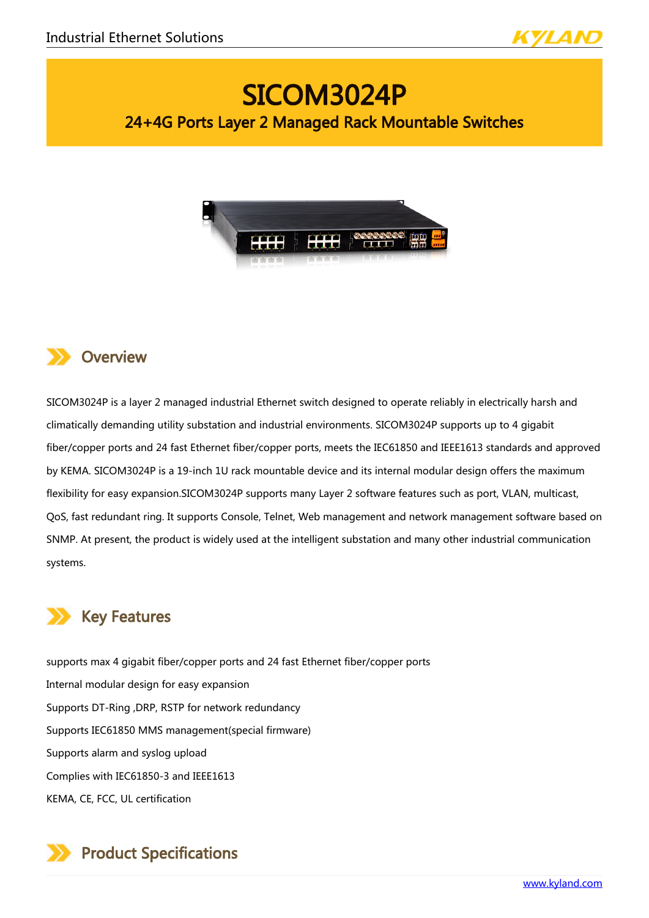# SICOM3024P

## 24+4G Ports Layer 2 Managed Rack Mountable Switches

## Overview

SICOM3024P is a layer 2 managed industrial Ethernet switch designed to operate reliably in electrically harsh and climatically demanding utility substation and industrial environments. SICOM3024P supports up to 4 gigabit fiber/copper ports and 24 fast Ethernet fiber/copper ports, meets the IEC61850 and IEEE1613 standards and approved by KEMA. SICOM3024P is a 19-inch 1U rack mountable device and its internal modular design offers the maximum flexibility for easy expansion.SICOM3024P supports many Layer 2 software features such as port, VLAN, multicast, QoS, fast redundant ring. It supports Console, Telnet, Web management and network management software based on SNMP. At present, the product is widely used at the intelligent substation and many other industrial communication systems.

## Key Features

supports max 4 gigabit fiber/copper ports and 24 fast Ethernet fiber/copper ports

Internal modular design for easy expansion

Supports DT-Ring ,DRP, RSTP for network redundancy

Supports IEC61850 MMS management(special firmware)

Supports alarm and syslog upload

Complies with IEC61850-3 and IEEE1613

KEMA, CE, FCC, UL certification

## Product Specifications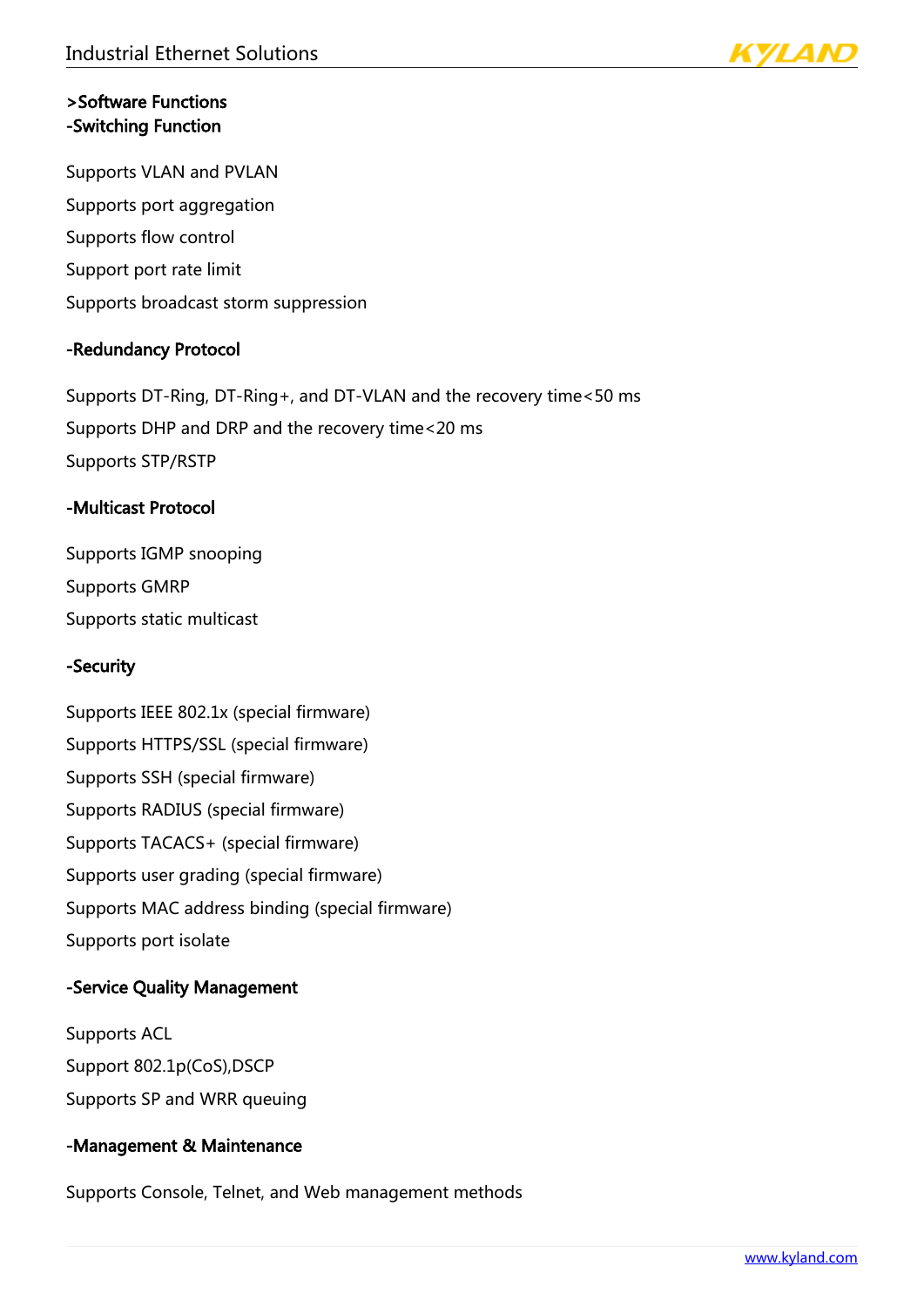## >Software Functions

### -Switching Function

Supports VLAN and PVLAN

Supports port aggregation

Supports flow control

Support port rate limit

Supports broadcast storm suppression

### -Redundancy Protocol

Supports DT-Ring, DT-Ring+, and DT-VLAN and the recovery time<50 ms

Supports DHP and DRP and the recovery time<20 ms

Supports STP/RSTP

### -Multicast Protocol

Supports IGMP snooping

Supports GMRP

Supports static multicast

### -Security

Supports IEEE 802.1x (special firmware)

Supports HTTPS/SSL (special firmware)

Supports SSH (special firmware)

Supports RADIUS (special firmware)

Supports TACACS+ (special firmware)

Supports user grading (special firmware)

Supports MAC address binding (special firmware)

Supports port isolate

### -Service Quality Management

Supports ACL

Support 802.1p(CoS),DSCP

Supports SP and WRR queuing

### -Management & Maintenance

Supports Console, Telnet, and Web management methods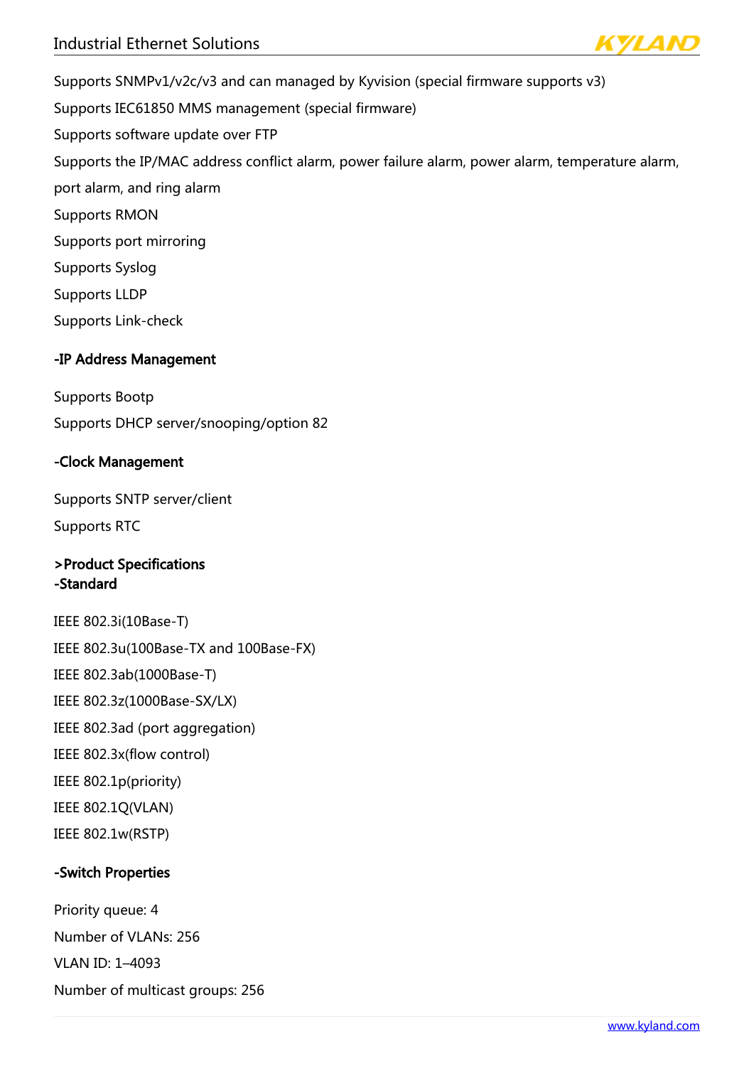Supports SNMPv1/v2c/v3 and can managed by Kyvision (special firmware supports v3)

Supports IEC61850 MMS management (special firmware)

Supports software update over FTP

Supports the IP/MAC address conflict alarm, power failure alarm, power alarm, temperature alarm, port alarm, and ring alarm

Supports RMON

Supports port mirroring

Supports Syslog

Supports LLDP

Supports Link-check

**-IP Address Management**

Supports Bootp

Supports DHCP server/snooping/option 82

**-Clock Management**

Supports SNTP server/client

Supports RTC

**>Product Specifications**
**-Standard**

IEEE 802.3i(10Base-T)

IEEE 802.3u(100Base-TX and 100Base-FX)

IEEE 802.3ab(1000Base-T)

IEEE 802.3z(1000Base-SX/LX)

IEEE 802.3ad (port aggregation)

IEEE 802.3x(flow control)

IEEE 802.1p(priority)

IEEE 802.1Q(VLAN)

IEEE 802.1w(RSTP)

**-Switch Properties**

Priority queue: 4

Number of VLANs: 256

VLAN ID: 1–4093

Number of multicast groups: 256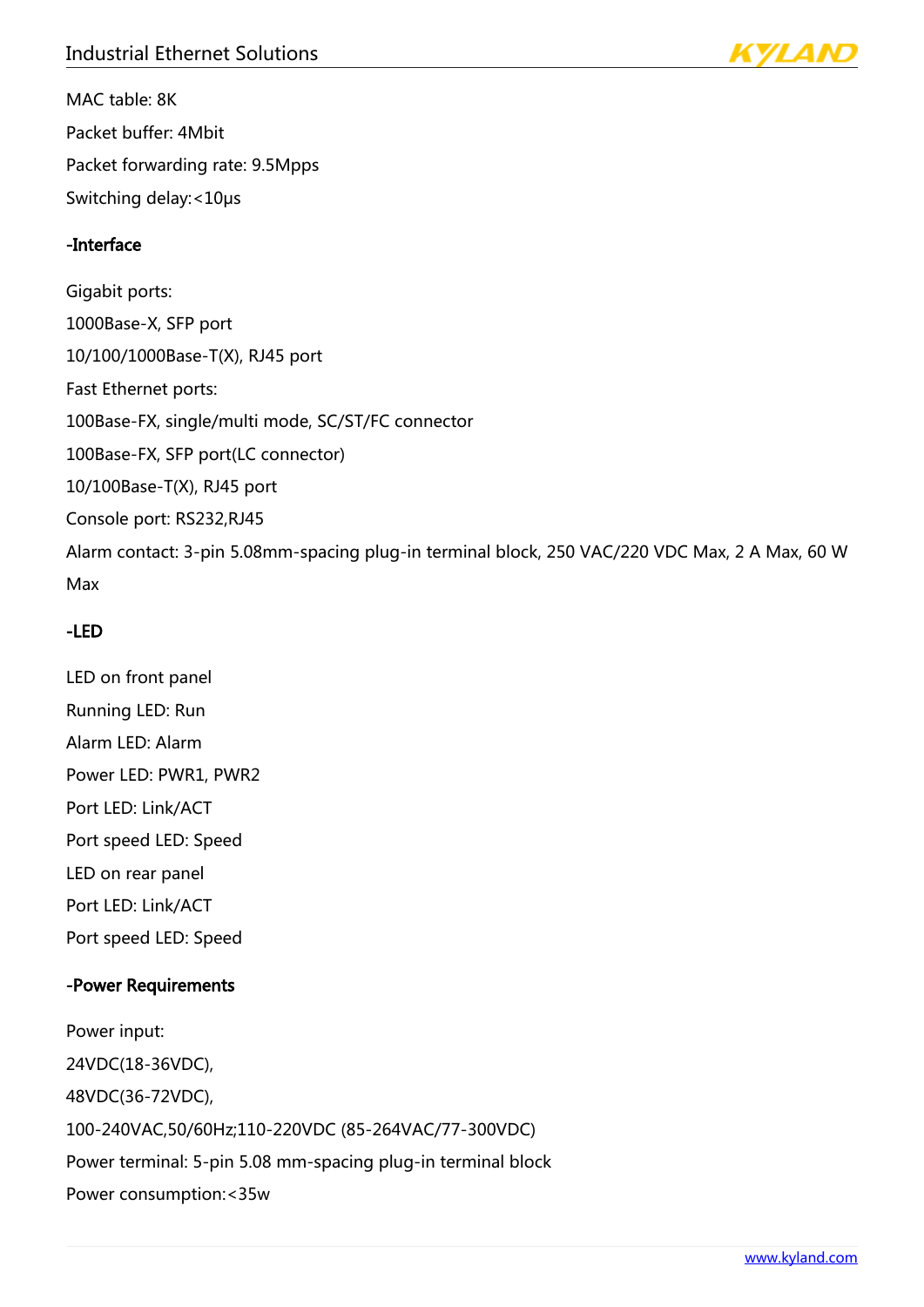MAC table: 8K

Packet buffer: 4Mbit

Packet forwarding rate: 9.5Mpps

Switching delay:<10μs

**-Interface**

Gigabit ports:

1000Base-X, SFP port

10/100/1000Base-T(X), RJ45 port

Fast Ethernet ports:

100Base-FX, single/multi mode, SC/ST/FC connector

100Base-FX, SFP port(LC connector)

10/100Base-T(X), RJ45 port

Console port: RS232,RJ45

Alarm contact: 3-pin 5.08mm-spacing plug-in terminal block, 250 VAC/220 VDC Max, 2 A Max, 60 W Max

**-LED**

LED on front panel

Running LED: Run

Alarm LED: Alarm

Power LED: PWR1, PWR2

Port LED: Link/ACT

Port speed LED: Speed

LED on rear panel

Port LED: Link/ACT

Port speed LED: Speed

**-Power Requirements**

Power input:

24VDC(18-36VDC),

48VDC(36-72VDC),

100-240VAC,50/60Hz;110-220VDC (85-264VAC/77-300VDC)

Power terminal: 5-pin 5.08 mm-spacing plug-in terminal block

Power consumption:<35w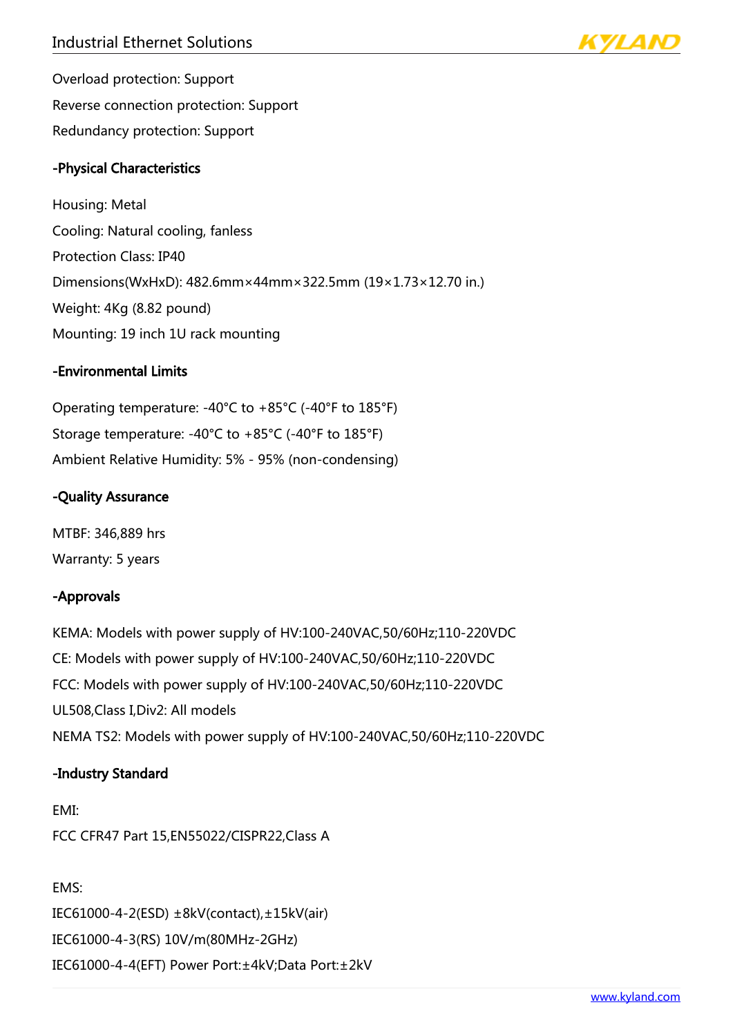Overload protection: Support

Reverse connection protection: Support

Redundancy protection: Support

**-Physical Characteristics**

Housing: Metal

Cooling: Natural cooling, fanless

Protection Class: IP40

Dimensions(WxHxD): 482.6mm×44mm×322.5mm (19×1.73×12.70 in.)

Weight: 4Kg (8.82 pound)

Mounting: 19 inch 1U rack mounting

**-Environmental Limits**

Operating temperature: -40°C to +85°C (-40°F to 185°F)

Storage temperature: -40°C to +85°C (-40°F to 185°F)

Ambient Relative Humidity: 5% - 95% (non-condensing)

**-Quality Assurance**

MTBF: 346,889 hrs

Warranty: 5 years

**-Approvals**

KEMA: Models with power supply of HV:100-240VAC,50/60Hz;110-220VDC

CE: Models with power supply of HV:100-240VAC,50/60Hz;110-220VDC

FCC: Models with power supply of HV:100-240VAC,50/60Hz;110-220VDC

UL508,Class I,Div2: All models

NEMA TS2: Models with power supply of HV:100-240VAC,50/60Hz;110-220VDC

**-Industry Standard**

EMI:

FCC CFR47 Part 15,EN55022/CISPR22,Class A

EMS:

IEC61000-4-2(ESD) ±8kV(contact),±15kV(air)

IEC61000-4-3(RS) 10V/m(80MHz-2GHz)

IEC61000-4-4(EFT) Power Port:±4kV;Data Port:±2kV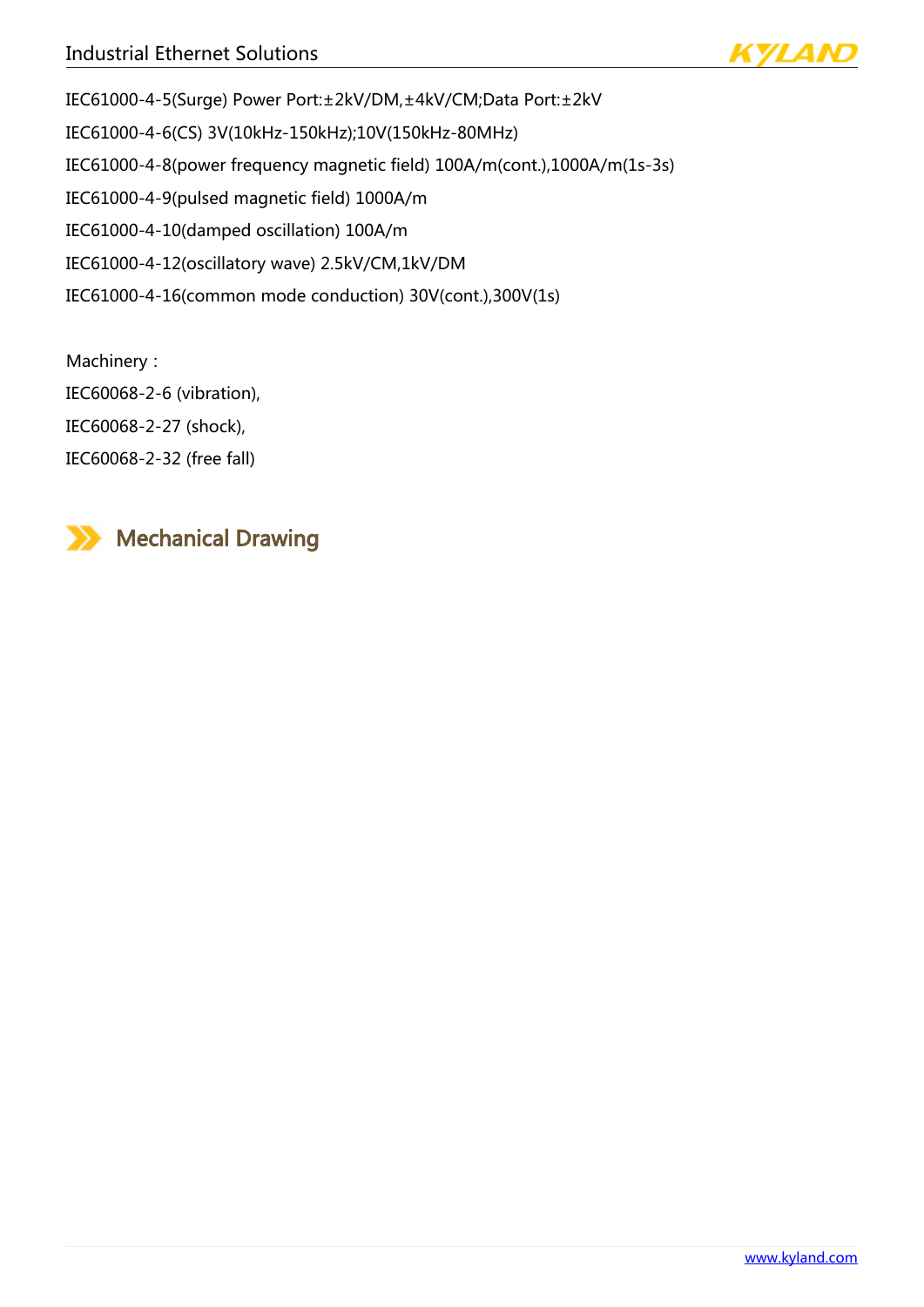IEC61000-4-5(Surge) Power Port:±2kV/DM,±4kV/CM;Data Port:±2kV

IEC61000-4-6(CS) 3V(10kHz-150kHz);10V(150kHz-80MHz)

IEC61000-4-8(power frequency magnetic field) 100A/m(cont.),1000A/m(1s-3s)

IEC61000-4-9(pulsed magnetic field) 1000A/m

IEC61000-4-10(damped oscillation) 100A/m

IEC61000-4-12(oscillatory wave) 2.5kV/CM,1kV/DM

IEC61000-4-16(common mode conduction) 30V(cont.),300V(1s)

Machinery：

IEC60068-2-6 (vibration),

IEC60068-2-27 (shock),

IEC60068-2-32 (free fall)

## Mechanical Drawing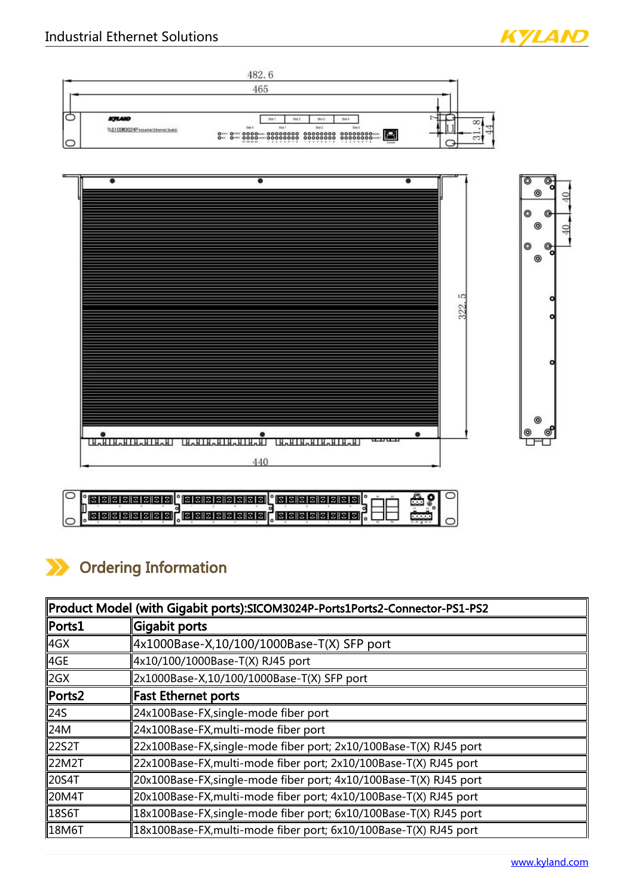## Ordering Information

| Product Model (with Gigabit ports):SICOM3024P-Ports1Ports2-Connector-PS1-PS2 | |
|---|---|
| **Ports1** | **Gigabit ports** |
| 4GX | 4x1000Base-X,10/100/1000Base-T(X) SFP port |
| 4GE | 4x10/100/1000Base-T(X) RJ45 port |
| 2GX | 2x1000Base-X,10/100/1000Base-T(X) SFP port |
| **Ports2** | **Fast Ethernet ports** |
| 24S | 24x100Base-FX,single-mode fiber port |
| 24M | 24x100Base-FX,multi-mode fiber port |
| 22S2T | 22x100Base-FX,single-mode fiber port; 2x10/100Base-T(X) RJ45 port |
| 22M2T | 22x100Base-FX,multi-mode fiber port; 2x10/100Base-T(X) RJ45 port |
| 20S4T | 20x100Base-FX,single-mode fiber port; 4x10/100Base-T(X) RJ45 port |
| 20M4T | 20x100Base-FX,multi-mode fiber port; 4x10/100Base-T(X) RJ45 port |
| 18S6T | 18x100Base-FX,single-mode fiber port; 6x10/100Base-T(X) RJ45 port |
| 18M6T | 18x100Base-FX,multi-mode fiber port; 6x10/100Base-T(X) RJ45 port |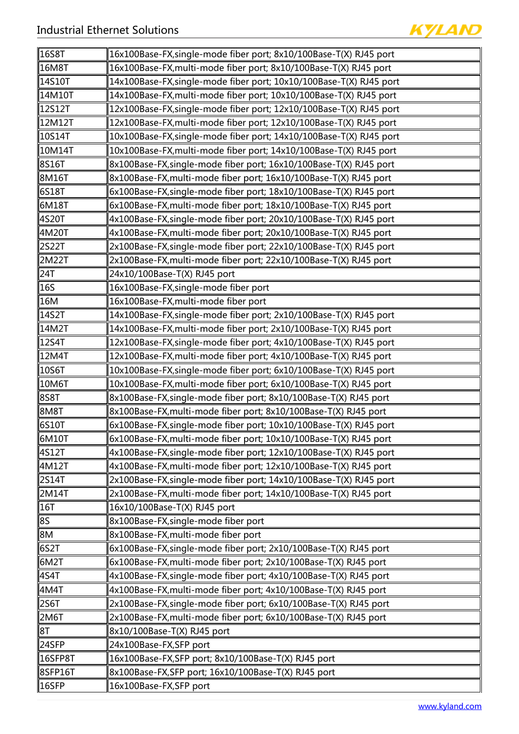| | |
|---|---|
| 16S8T | 16x100Base-FX,single-mode fiber port; 8x10/100Base-T(X) RJ45 port |
| 16M8T | 16x100Base-FX,multi-mode fiber port; 8x10/100Base-T(X) RJ45 port |
| 14S10T | 14x100Base-FX,single-mode fiber port; 10x10/100Base-T(X) RJ45 port |
| 14M10T | 14x100Base-FX,multi-mode fiber port; 10x10/100Base-T(X) RJ45 port |
| 12S12T | 12x100Base-FX,single-mode fiber port; 12x10/100Base-T(X) RJ45 port |
| 12M12T | 12x100Base-FX,multi-mode fiber port; 12x10/100Base-T(X) RJ45 port |
| 10S14T | 10x100Base-FX,single-mode fiber port; 14x10/100Base-T(X) RJ45 port |
| 10M14T | 10x100Base-FX,multi-mode fiber port; 14x10/100Base-T(X) RJ45 port |
| 8S16T | 8x100Base-FX,single-mode fiber port; 16x10/100Base-T(X) RJ45 port |
| 8M16T | 8x100Base-FX,multi-mode fiber port; 16x10/100Base-T(X) RJ45 port |
| 6S18T | 6x100Base-FX,single-mode fiber port; 18x10/100Base-T(X) RJ45 port |
| 6M18T | 6x100Base-FX,multi-mode fiber port; 18x10/100Base-T(X) RJ45 port |
| 4S20T | 4x100Base-FX,single-mode fiber port; 20x10/100Base-T(X) RJ45 port |
| 4M20T | 4x100Base-FX,multi-mode fiber port; 20x10/100Base-T(X) RJ45 port |
| 2S22T | 2x100Base-FX,single-mode fiber port; 22x10/100Base-T(X) RJ45 port |
| 2M22T | 2x100Base-FX,multi-mode fiber port; 22x10/100Base-T(X) RJ45 port |
| 24T | 24x10/100Base-T(X) RJ45 port |
| 16S | 16x100Base-FX,single-mode fiber port |
| 16M | 16x100Base-FX,multi-mode fiber port |
| 14S2T | 14x100Base-FX,single-mode fiber port; 2x10/100Base-T(X) RJ45 port |
| 14M2T | 14x100Base-FX,multi-mode fiber port; 2x10/100Base-T(X) RJ45 port |
| 12S4T | 12x100Base-FX,single-mode fiber port; 4x10/100Base-T(X) RJ45 port |
| 12M4T | 12x100Base-FX,multi-mode fiber port; 4x10/100Base-T(X) RJ45 port |
| 10S6T | 10x100Base-FX,single-mode fiber port; 6x10/100Base-T(X) RJ45 port |
| 10M6T | 10x100Base-FX,multi-mode fiber port; 6x10/100Base-T(X) RJ45 port |
| 8S8T | 8x100Base-FX,single-mode fiber port; 8x10/100Base-T(X) RJ45 port |
| 8M8T | 8x100Base-FX,multi-mode fiber port; 8x10/100Base-T(X) RJ45 port |
| 6S10T | 6x100Base-FX,single-mode fiber port; 10x10/100Base-T(X) RJ45 port |
| 6M10T | 6x100Base-FX,multi-mode fiber port; 10x10/100Base-T(X) RJ45 port |
| 4S12T | 4x100Base-FX,single-mode fiber port; 12x10/100Base-T(X) RJ45 port |
| 4M12T | 4x100Base-FX,multi-mode fiber port; 12x10/100Base-T(X) RJ45 port |
| 2S14T | 2x100Base-FX,single-mode fiber port; 14x10/100Base-T(X) RJ45 port |
| 2M14T | 2x100Base-FX,multi-mode fiber port; 14x10/100Base-T(X) RJ45 port |
| 16T | 16x10/100Base-T(X) RJ45 port |
| 8S | 8x100Base-FX,single-mode fiber port |
| 8M | 8x100Base-FX,multi-mode fiber port |
| 6S2T | 6x100Base-FX,single-mode fiber port; 2x10/100Base-T(X) RJ45 port |
| 6M2T | 6x100Base-FX,multi-mode fiber port; 2x10/100Base-T(X) RJ45 port |
| 4S4T | 4x100Base-FX,single-mode fiber port; 4x10/100Base-T(X) RJ45 port |
| 4M4T | 4x100Base-FX,multi-mode fiber port; 4x10/100Base-T(X) RJ45 port |
| 2S6T | 2x100Base-FX,single-mode fiber port; 6x10/100Base-T(X) RJ45 port |
| 2M6T | 2x100Base-FX,multi-mode fiber port; 6x10/100Base-T(X) RJ45 port |
| 8T | 8x10/100Base-T(X) RJ45 port |
| 24SFP | 24x100Base-FX,SFP port |
| 16SFP8T | 16x100Base-FX,SFP port; 8x10/100Base-T(X) RJ45 port |
| 8SFP16T | 8x100Base-FX,SFP port; 16x10/100Base-T(X) RJ45 port |
| 16SFP | 16x100Base-FX,SFP port |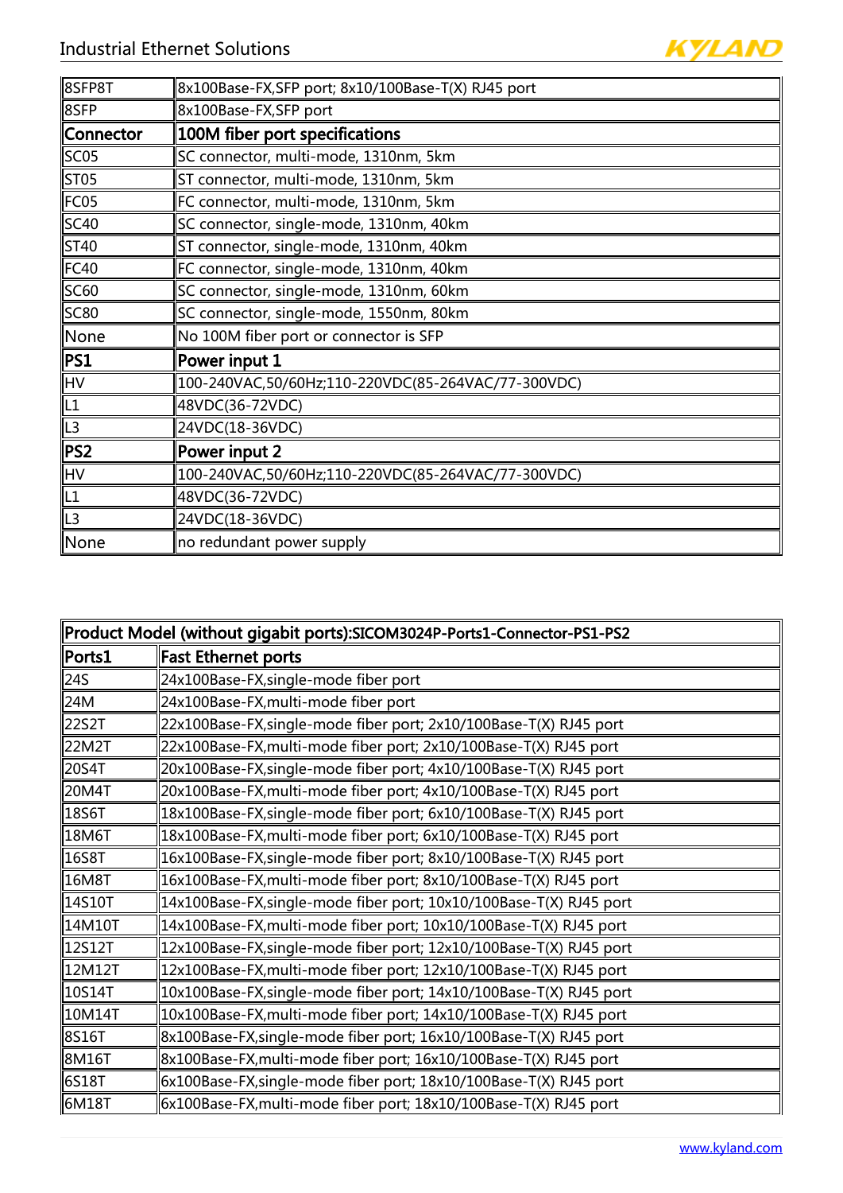| | |
|---|---|
| 8SFP8T | 8x100Base-FX,SFP port; 8x10/100Base-T(X) RJ45 port |
| 8SFP | 8x100Base-FX,SFP port |
| **Connector** | **100M fiber port specifications** |
| SC05 | SC connector, multi-mode, 1310nm, 5km |
| ST05 | ST connector, multi-mode, 1310nm, 5km |
| FC05 | FC connector, multi-mode, 1310nm, 5km |
| SC40 | SC connector, single-mode, 1310nm, 40km |
| ST40 | ST connector, single-mode, 1310nm, 40km |
| FC40 | FC connector, single-mode, 1310nm, 40km |
| SC60 | SC connector, single-mode, 1310nm, 60km |
| SC80 | SC connector, single-mode, 1550nm, 80km |
| None | No 100M fiber port or connector is SFP |
| **PS1** | **Power input 1** |
| HV | 100-240VAC,50/60Hz;110-220VDC(85-264VAC/77-300VDC) |
| L1 | 48VDC(36-72VDC) |
| L3 | 24VDC(18-36VDC) |
| **PS2** | **Power input 2** |
| HV | 100-240VAC,50/60Hz;110-220VDC(85-264VAC/77-300VDC) |
| L1 | 48VDC(36-72VDC) |
| L3 | 24VDC(18-36VDC) |
| None | no redundant power supply |

| **Product Model (without gigabit ports):SICOM3024P-Ports1-Connector-PS1-PS2** | |
|---|---|
| **Ports1** | **Fast Ethernet ports** |
| 24S | 24x100Base-FX,single-mode fiber port |
| 24M | 24x100Base-FX,multi-mode fiber port |
| 22S2T | 22x100Base-FX,single-mode fiber port; 2x10/100Base-T(X) RJ45 port |
| 22M2T | 22x100Base-FX,multi-mode fiber port; 2x10/100Base-T(X) RJ45 port |
| 20S4T | 20x100Base-FX,single-mode fiber port; 4x10/100Base-T(X) RJ45 port |
| 20M4T | 20x100Base-FX,multi-mode fiber port; 4x10/100Base-T(X) RJ45 port |
| 18S6T | 18x100Base-FX,single-mode fiber port; 6x10/100Base-T(X) RJ45 port |
| 18M6T | 18x100Base-FX,multi-mode fiber port; 6x10/100Base-T(X) RJ45 port |
| 16S8T | 16x100Base-FX,single-mode fiber port; 8x10/100Base-T(X) RJ45 port |
| 16M8T | 16x100Base-FX,multi-mode fiber port; 8x10/100Base-T(X) RJ45 port |
| 14S10T | 14x100Base-FX,single-mode fiber port; 10x10/100Base-T(X) RJ45 port |
| 14M10T | 14x100Base-FX,multi-mode fiber port; 10x10/100Base-T(X) RJ45 port |
| 12S12T | 12x100Base-FX,single-mode fiber port; 12x10/100Base-T(X) RJ45 port |
| 12M12T | 12x100Base-FX,multi-mode fiber port; 12x10/100Base-T(X) RJ45 port |
| 10S14T | 10x100Base-FX,single-mode fiber port; 14x10/100Base-T(X) RJ45 port |
| 10M14T | 10x100Base-FX,multi-mode fiber port; 14x10/100Base-T(X) RJ45 port |
| 8S16T | 8x100Base-FX,single-mode fiber port; 16x10/100Base-T(X) RJ45 port |
| 8M16T | 8x100Base-FX,multi-mode fiber port; 16x10/100Base-T(X) RJ45 port |
| 6S18T | 6x100Base-FX,single-mode fiber port; 18x10/100Base-T(X) RJ45 port |
| 6M18T | 6x100Base-FX,multi-mode fiber port; 18x10/100Base-T(X) RJ45 port |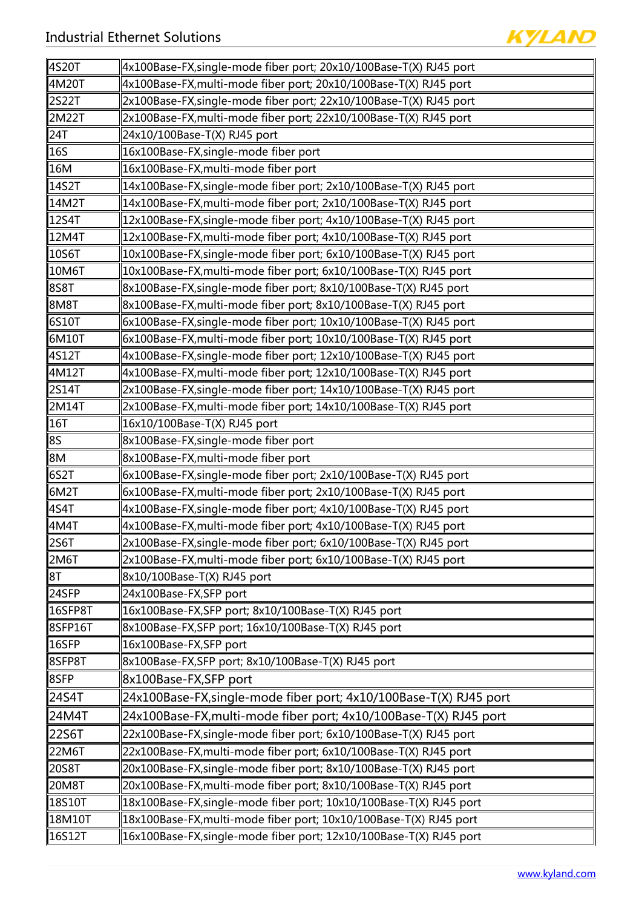| | |
|---|---|
| 4S20T | 4x100Base-FX,single-mode fiber port; 20x10/100Base-T(X) RJ45 port |
| 4M20T | 4x100Base-FX,multi-mode fiber port; 20x10/100Base-T(X) RJ45 port |
| 2S22T | 2x100Base-FX,single-mode fiber port; 22x10/100Base-T(X) RJ45 port |
| 2M22T | 2x100Base-FX,multi-mode fiber port; 22x10/100Base-T(X) RJ45 port |
| 24T | 24x10/100Base-T(X) RJ45 port |
| 16S | 16x100Base-FX,single-mode fiber port |
| 16M | 16x100Base-FX,multi-mode fiber port |
| 14S2T | 14x100Base-FX,single-mode fiber port; 2x10/100Base-T(X) RJ45 port |
| 14M2T | 14x100Base-FX,multi-mode fiber port; 2x10/100Base-T(X) RJ45 port |
| 12S4T | 12x100Base-FX,single-mode fiber port; 4x10/100Base-T(X) RJ45 port |
| 12M4T | 12x100Base-FX,multi-mode fiber port; 4x10/100Base-T(X) RJ45 port |
| 10S6T | 10x100Base-FX,single-mode fiber port; 6x10/100Base-T(X) RJ45 port |
| 10M6T | 10x100Base-FX,multi-mode fiber port; 6x10/100Base-T(X) RJ45 port |
| 8S8T | 8x100Base-FX,single-mode fiber port; 8x10/100Base-T(X) RJ45 port |
| 8M8T | 8x100Base-FX,multi-mode fiber port; 8x10/100Base-T(X) RJ45 port |
| 6S10T | 6x100Base-FX,single-mode fiber port; 10x10/100Base-T(X) RJ45 port |
| 6M10T | 6x100Base-FX,multi-mode fiber port; 10x10/100Base-T(X) RJ45 port |
| 4S12T | 4x100Base-FX,single-mode fiber port; 12x10/100Base-T(X) RJ45 port |
| 4M12T | 4x100Base-FX,multi-mode fiber port; 12x10/100Base-T(X) RJ45 port |
| 2S14T | 2x100Base-FX,single-mode fiber port; 14x10/100Base-T(X) RJ45 port |
| 2M14T | 2x100Base-FX,multi-mode fiber port; 14x10/100Base-T(X) RJ45 port |
| 16T | 16x10/100Base-T(X) RJ45 port |
| 8S | 8x100Base-FX,single-mode fiber port |
| 8M | 8x100Base-FX,multi-mode fiber port |
| 6S2T | 6x100Base-FX,single-mode fiber port; 2x10/100Base-T(X) RJ45 port |
| 6M2T | 6x100Base-FX,multi-mode fiber port; 2x10/100Base-T(X) RJ45 port |
| 4S4T | 4x100Base-FX,single-mode fiber port; 4x10/100Base-T(X) RJ45 port |
| 4M4T | 4x100Base-FX,multi-mode fiber port; 4x10/100Base-T(X) RJ45 port |
| 2S6T | 2x100Base-FX,single-mode fiber port; 6x10/100Base-T(X) RJ45 port |
| 2M6T | 2x100Base-FX,multi-mode fiber port; 6x10/100Base-T(X) RJ45 port |
| 8T | 8x10/100Base-T(X) RJ45 port |
| 24SFP | 24x100Base-FX,SFP port |
| 16SFP8T | 16x100Base-FX,SFP port; 8x10/100Base-T(X) RJ45 port |
| 8SFP16T | 8x100Base-FX,SFP port; 16x10/100Base-T(X) RJ45 port |
| 16SFP | 16x100Base-FX,SFP port |
| 8SFP8T | 8x100Base-FX,SFP port; 8x10/100Base-T(X) RJ45 port |
| 8SFP | 8x100Base-FX,SFP port |
| 24S4T | 24x100Base-FX,single-mode fiber port; 4x10/100Base-T(X) RJ45 port |
| 24M4T | 24x100Base-FX,multi-mode fiber port; 4x10/100Base-T(X) RJ45 port |
| 22S6T | 22x100Base-FX,single-mode fiber port; 6x10/100Base-T(X) RJ45 port |
| 22M6T | 22x100Base-FX,multi-mode fiber port; 6x10/100Base-T(X) RJ45 port |
| 20S8T | 20x100Base-FX,single-mode fiber port; 8x10/100Base-T(X) RJ45 port |
| 20M8T | 20x100Base-FX,multi-mode fiber port; 8x10/100Base-T(X) RJ45 port |
| 18S10T | 18x100Base-FX,single-mode fiber port; 10x10/100Base-T(X) RJ45 port |
| 18M10T | 18x100Base-FX,multi-mode fiber port; 10x10/100Base-T(X) RJ45 port |
| 16S12T | 16x100Base-FX,single-mode fiber port; 12x10/100Base-T(X) RJ45 port |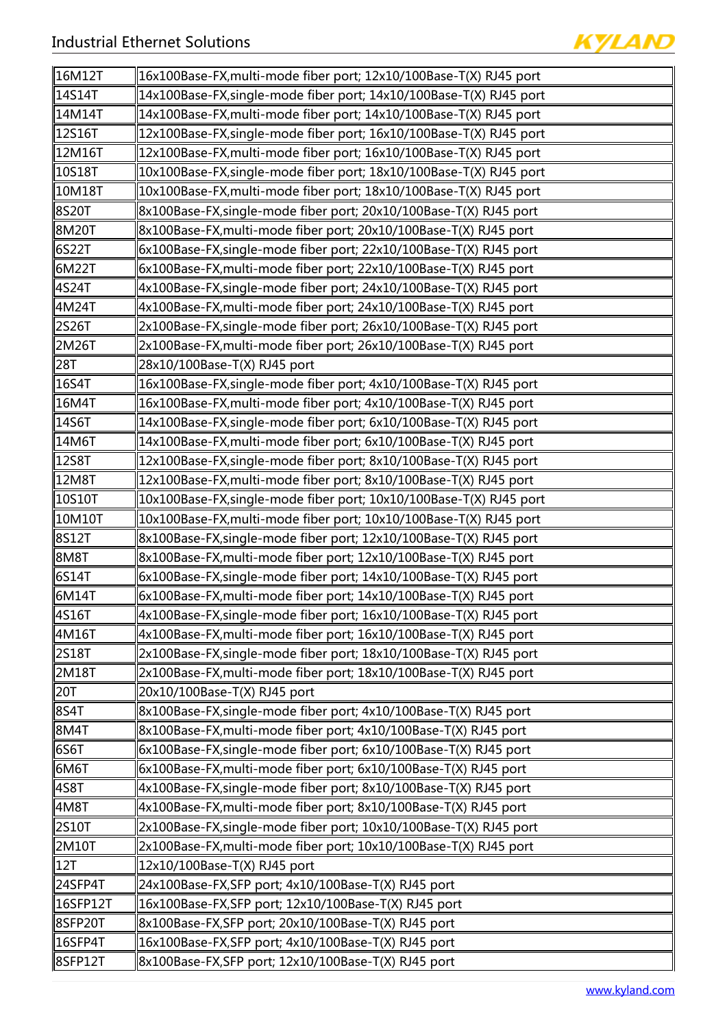| 16M12T | 16x100Base-FX,multi-mode fiber port; 12x10/100Base-T(X) RJ45 port |
|---|---|
| 14S14T | 14x100Base-FX,single-mode fiber port; 14x10/100Base-T(X) RJ45 port |
| 14M14T | 14x100Base-FX,multi-mode fiber port; 14x10/100Base-T(X) RJ45 port |
| 12S16T | 12x100Base-FX,single-mode fiber port; 16x10/100Base-T(X) RJ45 port |
| 12M16T | 12x100Base-FX,multi-mode fiber port; 16x10/100Base-T(X) RJ45 port |
| 10S18T | 10x100Base-FX,single-mode fiber port; 18x10/100Base-T(X) RJ45 port |
| 10M18T | 10x100Base-FX,multi-mode fiber port; 18x10/100Base-T(X) RJ45 port |
| 8S20T | 8x100Base-FX,single-mode fiber port; 20x10/100Base-T(X) RJ45 port |
| 8M20T | 8x100Base-FX,multi-mode fiber port; 20x10/100Base-T(X) RJ45 port |
| 6S22T | 6x100Base-FX,single-mode fiber port; 22x10/100Base-T(X) RJ45 port |
| 6M22T | 6x100Base-FX,multi-mode fiber port; 22x10/100Base-T(X) RJ45 port |
| 4S24T | 4x100Base-FX,single-mode fiber port; 24x10/100Base-T(X) RJ45 port |
| 4M24T | 4x100Base-FX,multi-mode fiber port; 24x10/100Base-T(X) RJ45 port |
| 2S26T | 2x100Base-FX,single-mode fiber port; 26x10/100Base-T(X) RJ45 port |
| 2M26T | 2x100Base-FX,multi-mode fiber port; 26x10/100Base-T(X) RJ45 port |
| 28T | 28x10/100Base-T(X) RJ45 port |
| 16S4T | 16x100Base-FX,single-mode fiber port; 4x10/100Base-T(X) RJ45 port |
| 16M4T | 16x100Base-FX,multi-mode fiber port; 4x10/100Base-T(X) RJ45 port |
| 14S6T | 14x100Base-FX,single-mode fiber port; 6x10/100Base-T(X) RJ45 port |
| 14M6T | 14x100Base-FX,multi-mode fiber port; 6x10/100Base-T(X) RJ45 port |
| 12S8T | 12x100Base-FX,single-mode fiber port; 8x10/100Base-T(X) RJ45 port |
| 12M8T | 12x100Base-FX,multi-mode fiber port; 8x10/100Base-T(X) RJ45 port |
| 10S10T | 10x100Base-FX,single-mode fiber port; 10x10/100Base-T(X) RJ45 port |
| 10M10T | 10x100Base-FX,multi-mode fiber port; 10x10/100Base-T(X) RJ45 port |
| 8S12T | 8x100Base-FX,single-mode fiber port; 12x10/100Base-T(X) RJ45 port |
| 8M8T | 8x100Base-FX,multi-mode fiber port; 12x10/100Base-T(X) RJ45 port |
| 6S14T | 6x100Base-FX,single-mode fiber port; 14x10/100Base-T(X) RJ45 port |
| 6M14T | 6x100Base-FX,multi-mode fiber port; 14x10/100Base-T(X) RJ45 port |
| 4S16T | 4x100Base-FX,single-mode fiber port; 16x10/100Base-T(X) RJ45 port |
| 4M16T | 4x100Base-FX,multi-mode fiber port; 16x10/100Base-T(X) RJ45 port |
| 2S18T | 2x100Base-FX,single-mode fiber port; 18x10/100Base-T(X) RJ45 port |
| 2M18T | 2x100Base-FX,multi-mode fiber port; 18x10/100Base-T(X) RJ45 port |
| 20T | 20x10/100Base-T(X) RJ45 port |
| 8S4T | 8x100Base-FX,single-mode fiber port; 4x10/100Base-T(X) RJ45 port |
| 8M4T | 8x100Base-FX,multi-mode fiber port; 4x10/100Base-T(X) RJ45 port |
| 6S6T | 6x100Base-FX,single-mode fiber port; 6x10/100Base-T(X) RJ45 port |
| 6M6T | 6x100Base-FX,multi-mode fiber port; 6x10/100Base-T(X) RJ45 port |
| 4S8T | 4x100Base-FX,single-mode fiber port; 8x10/100Base-T(X) RJ45 port |
| 4M8T | 4x100Base-FX,multi-mode fiber port; 8x10/100Base-T(X) RJ45 port |
| 2S10T | 2x100Base-FX,single-mode fiber port; 10x10/100Base-T(X) RJ45 port |
| 2M10T | 2x100Base-FX,multi-mode fiber port; 10x10/100Base-T(X) RJ45 port |
| 12T | 12x10/100Base-T(X) RJ45 port |
| 24SFP4T | 24x100Base-FX,SFP port; 4x10/100Base-T(X) RJ45 port |
| 16SFP12T | 16x100Base-FX,SFP port; 12x10/100Base-T(X) RJ45 port |
| 8SFP20T | 8x100Base-FX,SFP port; 20x10/100Base-T(X) RJ45 port |
| 16SFP4T | 16x100Base-FX,SFP port; 4x10/100Base-T(X) RJ45 port |
| 8SFP12T | 8x100Base-FX,SFP port; 12x10/100Base-T(X) RJ45 port |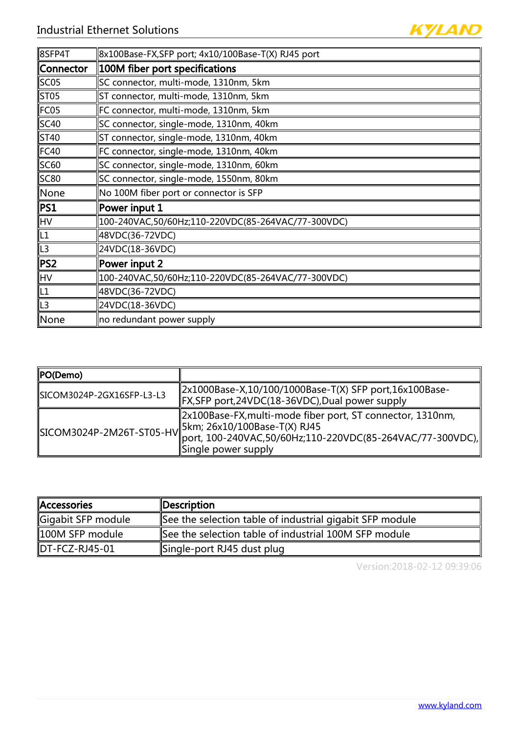| | |
|---|---|
| 8SFP4T | 8x100Base-FX,SFP port; 4x10/100Base-T(X) RJ45 port |
| **Connector** | **100M fiber port specifications** |
| SC05 | SC connector, multi-mode, 1310nm, 5km |
| ST05 | ST connector, multi-mode, 1310nm, 5km |
| FC05 | FC connector, multi-mode, 1310nm, 5km |
| SC40 | SC connector, single-mode, 1310nm, 40km |
| ST40 | ST connector, single-mode, 1310nm, 40km |
| FC40 | FC connector, single-mode, 1310nm, 40km |
| SC60 | SC connector, single-mode, 1310nm, 60km |
| SC80 | SC connector, single-mode, 1550nm, 80km |
| None | No 100M fiber port or connector is SFP |
| **PS1** | **Power input 1** |
| HV | 100-240VAC,50/60Hz;110-220VDC(85-264VAC/77-300VDC) |
| L1 | 48VDC(36-72VDC) |
| L3 | 24VDC(18-36VDC) |
| **PS2** | **Power input 2** |
| HV | 100-240VAC,50/60Hz;110-220VDC(85-264VAC/77-300VDC) |
| L1 | 48VDC(36-72VDC) |
| L3 | 24VDC(18-36VDC) |
| None | no redundant power supply |

| **PO(Demo)** | |
|---|---|
| SICOM3024P-2GX16SFP-L3-L3 | 2x1000Base-X,10/100/1000Base-T(X) SFP port,16x100Base-FX,SFP port,24VDC(18-36VDC),Dual power supply |
| SICOM3024P-2M26T-ST05-HV | 2x100Base-FX,multi-mode fiber port, ST connector, 1310nm, 5km; 26x10/100Base-T(X) RJ45 port, 100-240VAC,50/60Hz;110-220VDC(85-264VAC/77-300VDC), Single power supply |

| **Accessories** | **Description** |
|---|---|
| Gigabit SFP module | See the selection table of industrial gigabit SFP module |
| 100M SFP module | See the selection table of industrial 100M SFP module |
| DT-FCZ-RJ45-01 | Single-port RJ45 dust plug |

Version:2018-02-12 09:39:06